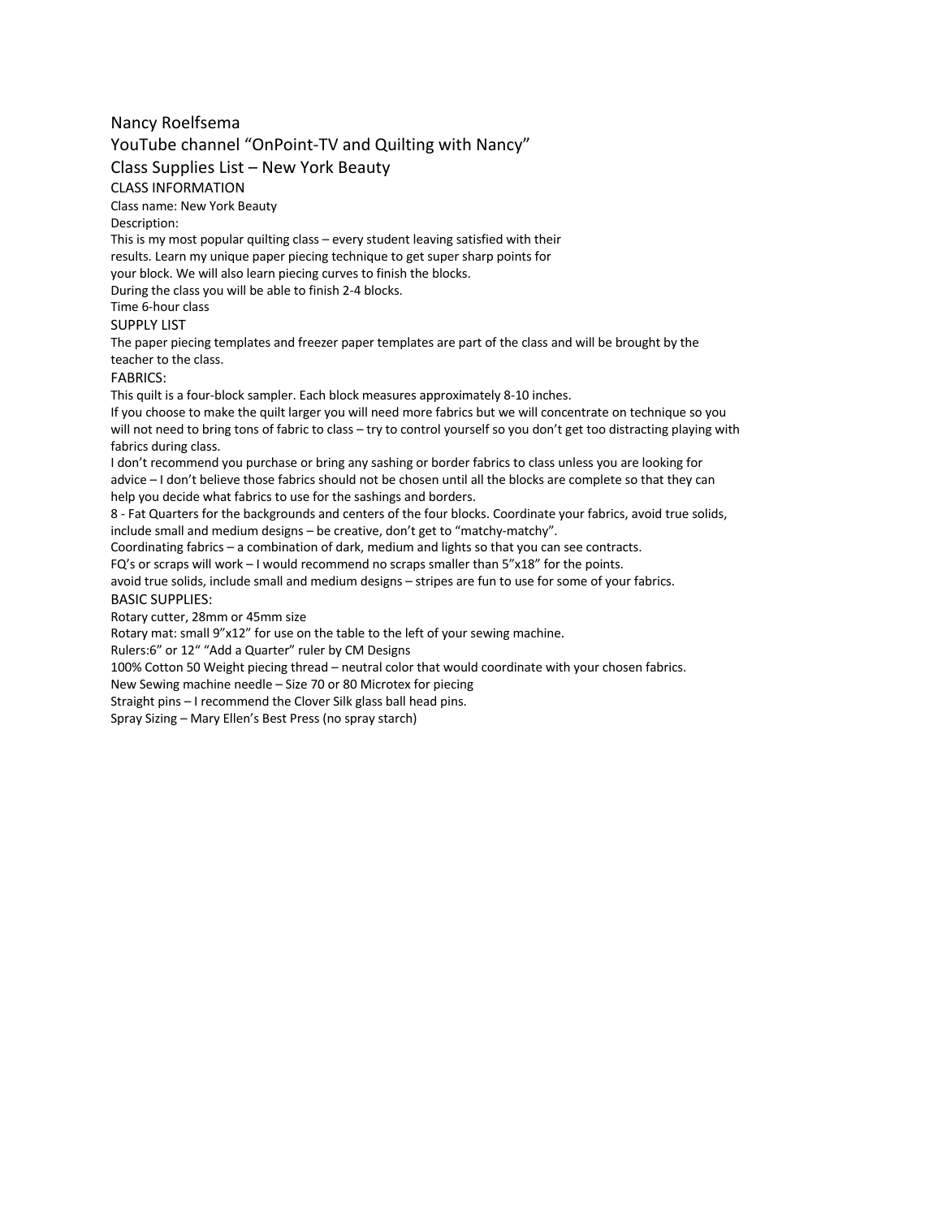# Nancy Roelfsema

## YouTube channel "OnPoint-TV and Quilting with Nancy"

## Class Supplies List – New York Beauty

### CLASS INFORMATION

Class name: New York Beauty

Description:

This is my most popular quilting class – every student leaving satisfied with their results. Learn my unique paper piecing technique to get super sharp points for your block. We will also learn piecing curves to finish the blocks.

During the class you will be able to finish 2-4 blocks.

Time 6-hour class

### SUPPLY LIST

The paper piecing templates and freezer paper templates are part of the class and will be brought by the teacher to the class.

### FABRICS:

This quilt is a four-block sampler. Each block measures approximately 8-10 inches.

If you choose to make the quilt larger you will need more fabrics but we will concentrate on technique so you will not need to bring tons of fabric to class – try to control yourself so you don't get too distracting playing with fabrics during class.

I don't recommend you purchase or bring any sashing or border fabrics to class unless you are looking for advice – I don't believe those fabrics should not be chosen until all the blocks are complete so that they can help you decide what fabrics to use for the sashings and borders.

8 - Fat Quarters for the backgrounds and centers of the four blocks. Coordinate your fabrics, avoid true solids, include small and medium designs – be creative, don't get to "matchy-matchy".

Coordinating fabrics – a combination of dark, medium and lights so that you can see contracts.

FQ's or scraps will work – I would recommend no scraps smaller than 5"x18" for the points.

avoid true solids, include small and medium designs – stripes are fun to use for some of your fabrics.

### BASIC SUPPLIES:

Rotary cutter, 28mm or 45mm size

Rotary mat: small 9"x12" for use on the table to the left of your sewing machine.

Rulers:6" or 12" "Add a Quarter" ruler by CM Designs

100% Cotton 50 Weight piecing thread – neutral color that would coordinate with your chosen fabrics.

New Sewing machine needle – Size 70 or 80 Microtex for piecing

Straight pins – I recommend the Clover Silk glass ball head pins.

Spray Sizing – Mary Ellen's Best Press (no spray starch)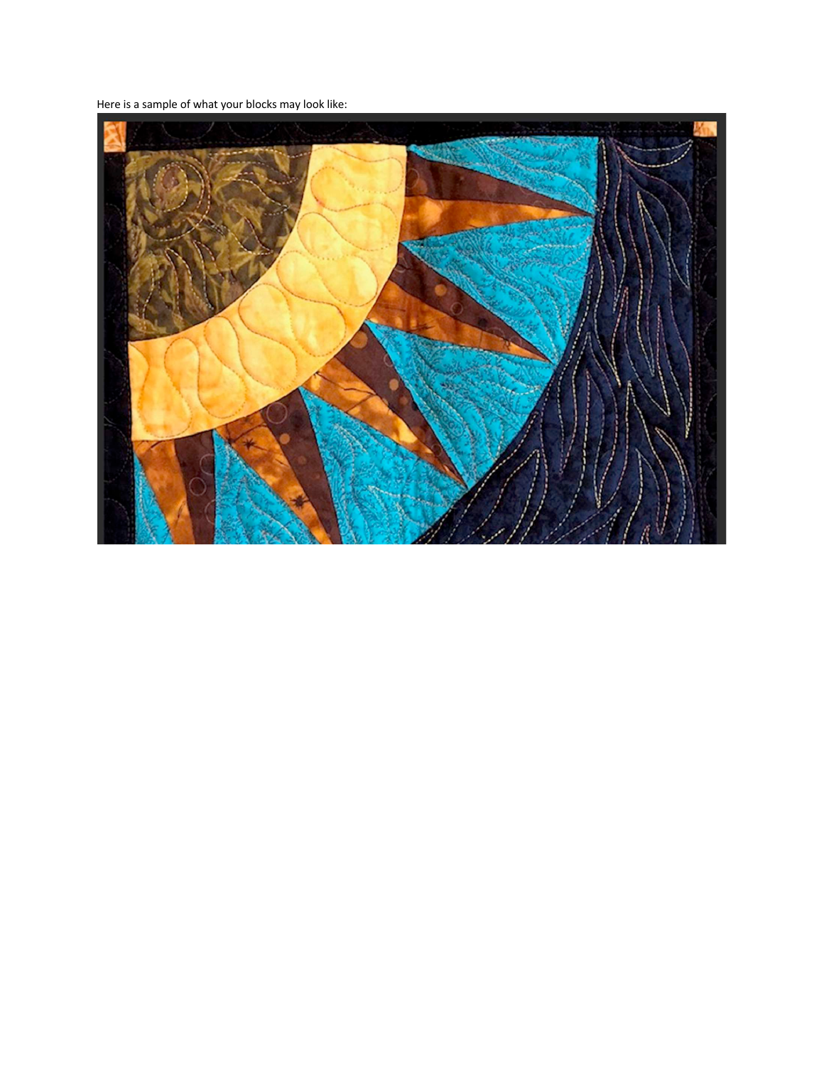Here is a sample of what your blocks may look like: